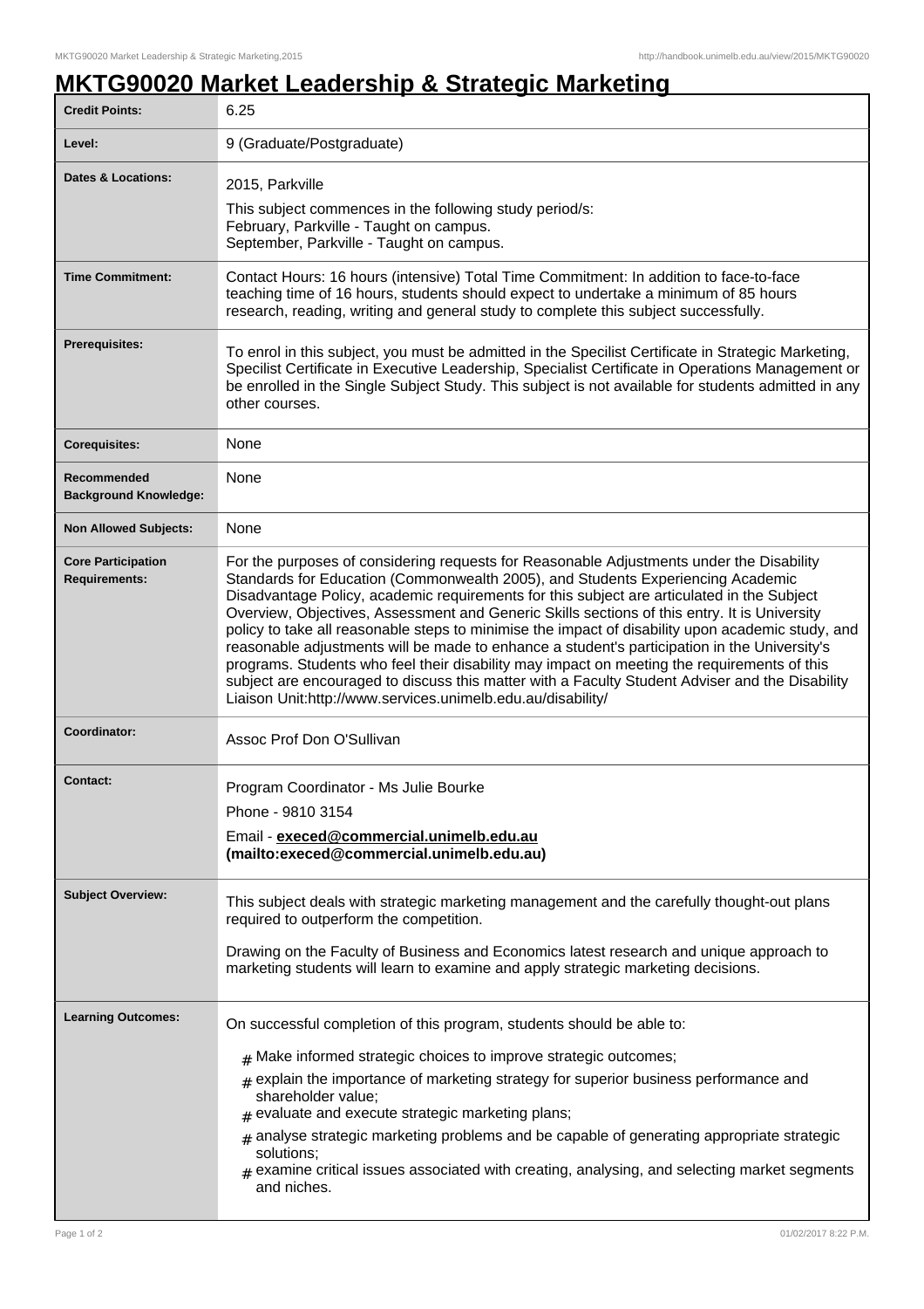# MKTG90020 Market Leadership & Strategic Marketing

| | |
|---|---|
| **Credit Points:** | 6.25 |
| **Level:** | 9 (Graduate/Postgraduate) |
| **Dates & Locations:** | 2015, Parkville<br>This subject commences in the following study period/s:<br>February, Parkville - Taught on campus.<br>September, Parkville - Taught on campus. |
| **Time Commitment:** | Contact Hours: 16 hours (intensive) Total Time Commitment: In addition to face-to-face teaching time of 16 hours, students should expect to undertake a minimum of 85 hours research, reading, writing and general study to complete this subject successfully. |
| **Prerequisites:** | To enrol in this subject, you must be admitted in the Specilist Certificate in Strategic Marketing, Specilist Certificate in Executive Leadership, Specilist Certificate in Operations Management or be enrolled in the Single Subject Study. This subject is not available for students admitted in any other courses. |
| **Corequisites:** | None |
| **Recommended Background Knowledge:** | None |
| **Non Allowed Subjects:** | None |
| **Core Participation Requirements:** | For the purposes of considering requests for Reasonable Adjustments under the Disability Standards for Education (Commonwealth 2005), and Students Experiencing Academic Disadvantage Policy, academic requirements for this subject are articulated in the Subject Overview, Objectives, Assessment and Generic Skills sections of this entry. It is University policy to take all reasonable steps to minimise the impact of disability upon academic study, and reasonable adjustments will be made to enhance a student's participation in the University's programs. Students who feel their disability may impact on meeting the requirements of this subject are encouraged to discuss this matter with a Faculty Student Adviser and the Disability Liaison Unit:http://www.services.unimelb.edu.au/disability/ |
| **Coordinator:** | Assoc Prof Don O'Sullivan |
| **Contact:** | Program Coordinator - Ms Julie Bourke<br>Phone - 9810 3154<br>Email - **execed@commercial.unimelb.edu.au (mailto:execed@commercial.unimelb.edu.au)** |
| **Subject Overview:** | This subject deals with strategic marketing management and the carefully thought-out plans required to outperform the competition.<br>Drawing on the Faculty of Business and Economics latest research and unique approach to marketing students will learn to examine and apply strategic marketing decisions. |
| **Learning Outcomes:** | On successful completion of this program, students should be able to:<br># Make informed strategic choices to improve strategic outcomes;<br># explain the importance of marketing strategy for superior business performance and shareholder value;<br># evaluate and execute strategic marketing plans;<br># analyse strategic marketing problems and be capable of generating appropriate strategic solutions;<br># examine critical issues associated with creating, analysing, and selecting market segments and niches. |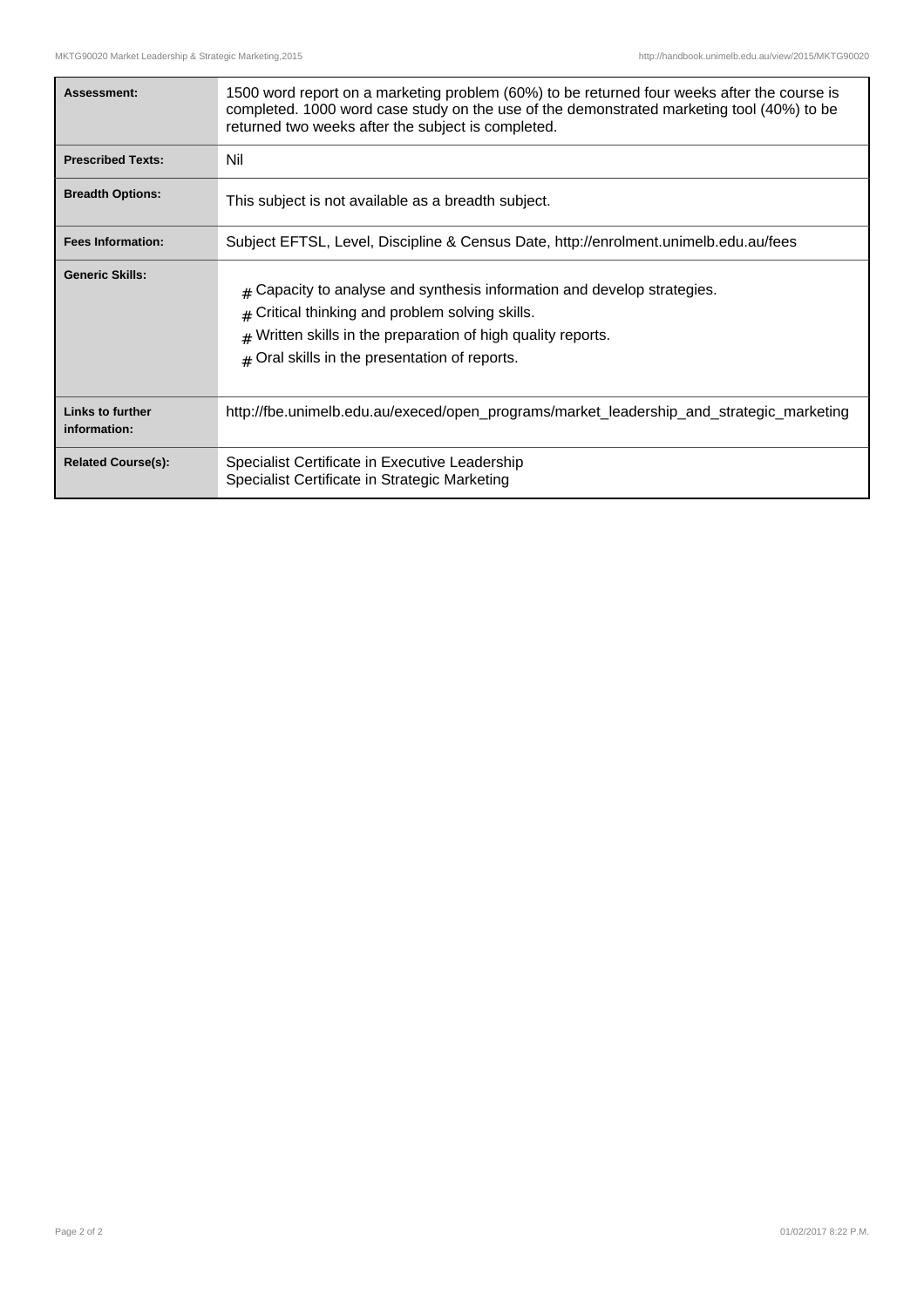| | |
|---|---|
| **Assessment:** | 1500 word report on a marketing problem (60%) to be returned four weeks after the course is completed. 1000 word case study on the use of the demonstrated marketing tool (40%) to be returned two weeks after the subject is completed. |
| **Prescribed Texts:** | Nil |
| **Breadth Options:** | This subject is not available as a breadth subject. |
| **Fees Information:** | Subject EFTSL, Level, Discipline & Census Date, http://enrolment.unimelb.edu.au/fees |
| **Generic Skills:** | # Capacity to analyse and synthesis information and develop strategies.<br># Critical thinking and problem solving skills.<br># Written skills in the preparation of high quality reports.<br># Oral skills in the presentation of reports. |
| **Links to further information:** | http://fbe.unimelb.edu.au/execed/open_programs/market_leadership_and_strategic_marketing |
| **Related Course(s):** | Specialist Certificate in Executive Leadership<br>Specialist Certificate in Strategic Marketing |